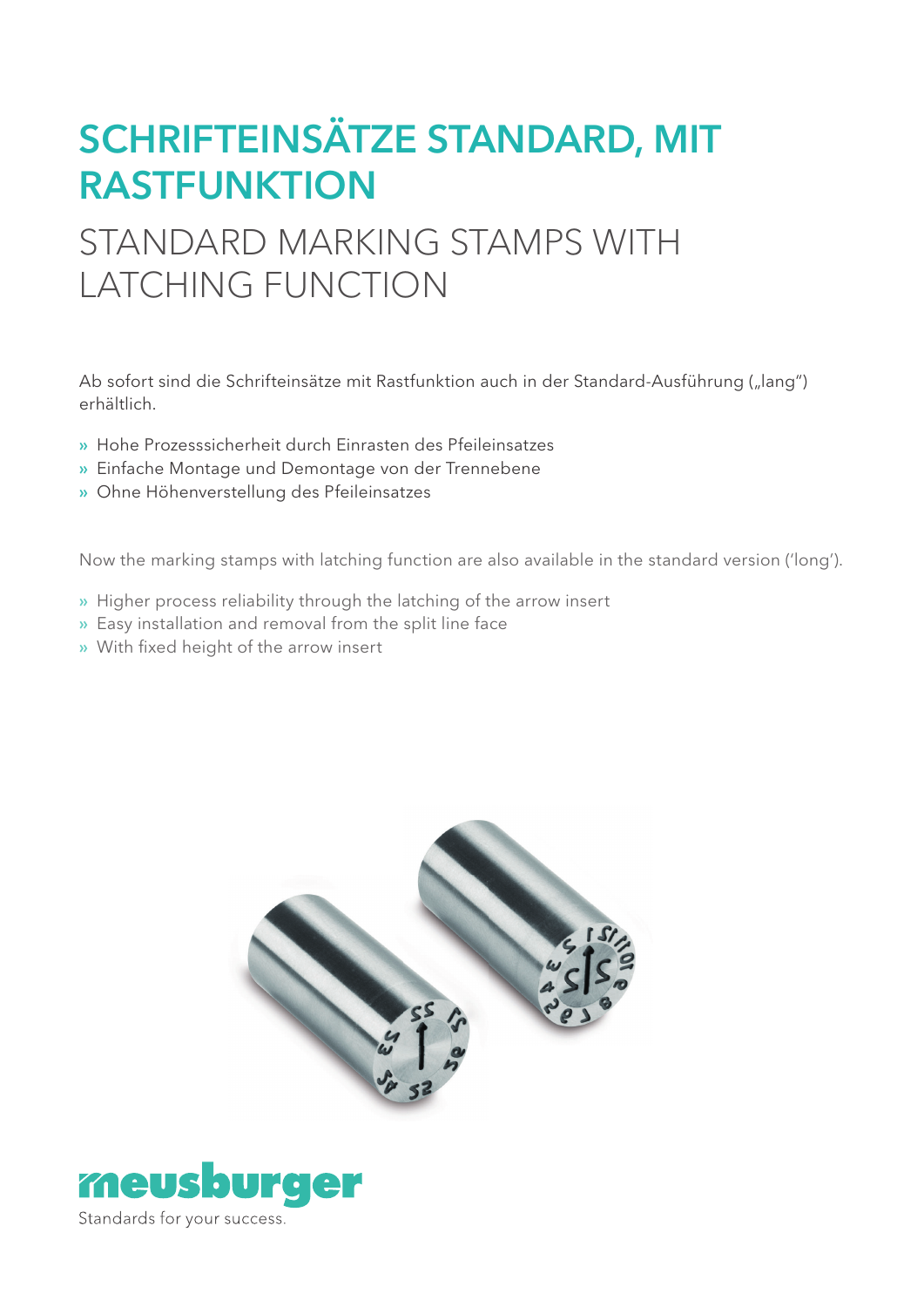# SCHRIFTEINSÄTZE STANDARD, MIT RASTFUNKTION

## STANDARD MARKING STAMPS WITH LATCHING FUNCTION

Ab sofort sind die Schrifteinsätze mit Rastfunktion auch in der Standard-Ausführung („lang") erhältlich.

- » Hohe Prozesssicherheit durch Einrasten des Pfeileinsatzes
- » Einfache Montage und Demontage von der Trennebene
- » Ohne Höhenverstellung des Pfeileinsatzes

Now the marking stamps with latching function are also available in the standard version ('long').

- » Higher process reliability through the latching of the arrow insert
- » Easy installation and removal from the split line face
- » With fixed height of the arrow insert

meusburger

Standards for your success.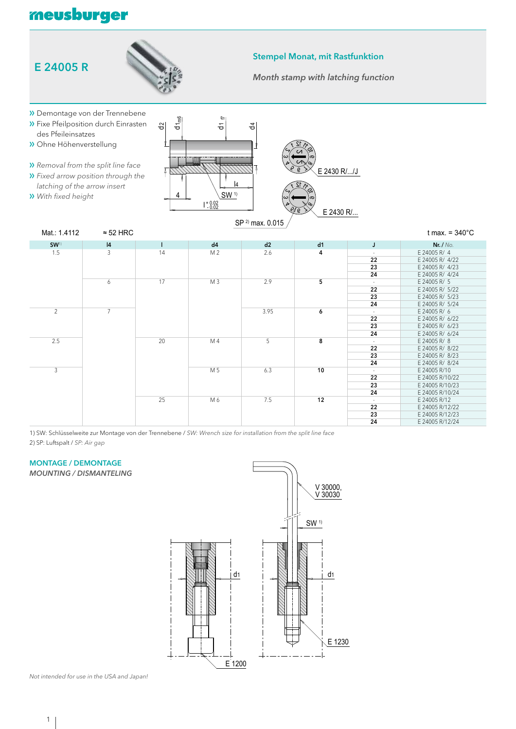# E 24005 R

## Stempel Monat, mit Rastfunktion

*Month stamp with latching function*

- Demontage von der Trennebene
- Fixe Pfeilposition durch Einrasten des Pfeileinsatzes
- Ohne Höhenverstellung

- *Removal from the split line face*
- *Fixed arrow position through the latching of the arrow insert*
- *With fixed height*

E 2430 R/.../J

E 2430 R/...

SP [2] max. 0.015

Mat.: 1.4112 ≈ 52 HRC t max. = 340°C

| SW[1] | l4 | l | d4 | d2 | d1 | J | Nr. / *No.* |
|---|---|---|---|---|---|---|---|
| 1.5 | 3 | 14 | M 2 | 2.6 | **4** | - | E 24005 R/ 4 |
| | | | | | | **22** | E 24005 R/ 4/22 |
| | | | | | | **23** | E 24005 R/ 4/23 |
| | | | | | | **24** | E 24005 R/ 4/24 |
| | 6 | 17 | M 3 | 2.9 | **5** | - | E 24005 R/ 5 |
| | | | | | | **22** | E 24005 R/ 5/22 |
| | | | | | | **23** | E 24005 R/ 5/23 |
| | | | | | | **24** | E 24005 R/ 5/24 |
| 2 | 7 | | | 3.95 | **6** | - | E 24005 R/ 6 |
| | | | | | | **22** | E 24005 R/ 6/22 |
| | | | | | | **23** | E 24005 R/ 6/23 |
| | | | | | | **24** | E 24005 R/ 6/24 |
| 2.5 | | 20 | M 4 | 5 | **8** | - | E 24005 R/ 8 |
| | | | | | | **22** | E 24005 R/ 8/22 |
| | | | | | | **23** | E 24005 R/ 8/23 |
| | | | | | | **24** | E 24005 R/ 8/24 |
| 3 | | | M 5 | 6.3 | **10** | - | E 24005 R/10 |
| | | | | | | **22** | E 24005 R/10/22 |
| | | | | | | **23** | E 24005 R/10/23 |
| | | | | | | **24** | E 24005 R/10/24 |
| | | 25 | M 6 | 7.5 | **12** | - | E 24005 R/12 |
| | | | | | | **22** | E 24005 R/12/22 |
| | | | | | | **23** | E 24005 R/12/23 |
| | | | | | | **24** | E 24005 R/12/24 |

1) SW: Schlüsselweite zur Montage von der Trennebene / *SW: Wrench size for installation from the split line face*

2) SP: Luftspalt / *SP: Air gap*

## MONTAGE / DEMONTAGE

*MOUNTING / DISMANTELING*

V 30000, V 30030

SW [1]

E 1200

E 1230

*Not intended for use in the USA and Japan!*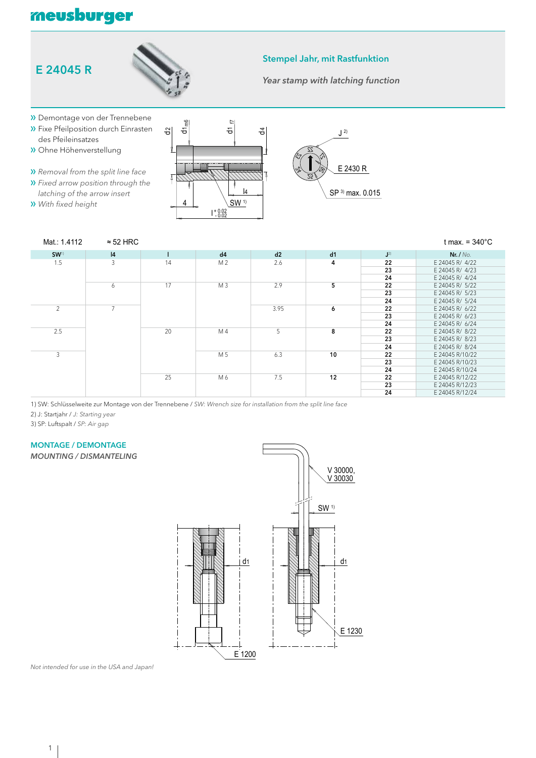# E 24045 R

## Stempel Jahr, mit Rastfunktion

*Year stamp with latching function*

- Demontage von der Trennebene
- Fixe Pfeilposition durch Einrasten des Pfeileinsatzes
- Ohne Höhenverstellung

- *Removal from the split line face*
- *Fixed arrow position through the latching of the arrow insert*
- *With fixed height*

d2 d1 m6 d1 f7 d4

l4 4 SW 1) $l^{+0.02}_{-0.02}$

J 2)

E 2430 R

SP 3) max. 0.015

Mat.: 1.4112 ≈ 52 HRC t max. = 340°C

| SW[1] | l4 | l | d4 | d2 | d1 | J[2] | Nr. / *No.* |
|---|---|---|---|---|---|---|---|
| 1.5 | 3 | 14 | M 2 | 2.6 | **4** | **22** | E 24045 R/ 4/22 |
| | | | | | | **23** | E 24045 R/ 4/23 |
| | | | | | | **24** | E 24045 R/ 4/24 |
| | 6 | 17 | M 3 | 2.9 | **5** | **22** | E 24045 R/ 5/22 |
| | | | | | | **23** | E 24045 R/ 5/23 |
| | | | | | | **24** | E 24045 R/ 5/24 |
| 2 | 7 | | | 3.95 | **6** | **22** | E 24045 R/ 6/22 |
| | | | | | | **23** | E 24045 R/ 6/23 |
| | | | | | | **24** | E 24045 R/ 6/24 |
| 2.5 | | 20 | M 4 | 5 | **8** | **22** | E 24045 R/ 8/22 |
| | | | | | | **23** | E 24045 R/ 8/23 |
| | | | | | | **24** | E 24045 R/ 8/24 |
| 3 | | | M 5 | 6.3 | **10** | **22** | E 24045 R/10/22 |
| | | | | | | **23** | E 24045 R/10/23 |
| | | | | | | **24** | E 24045 R/10/24 |
| | | 25 | M 6 | 7.5 | **12** | **22** | E 24045 R/12/22 |
| | | | | | | **23** | E 24045 R/12/23 |
| | | | | | | **24** | E 24045 R/12/24 |

1) SW: Schlüsselweite zur Montage von der Trennebene / *SW: Wrench size for installation from the split line face*

2) J: Startjahr / *J: Starting year*

3) SP: Luftspalt / *SP: Air gap*

## MONTAGE / DEMONTAGE

*MOUNTING / DISMANTELING*

V 30000, V 30030

SW 1)

d1

d1

E 1200

E 1230

*Not intended for use in the USA and Japan!*